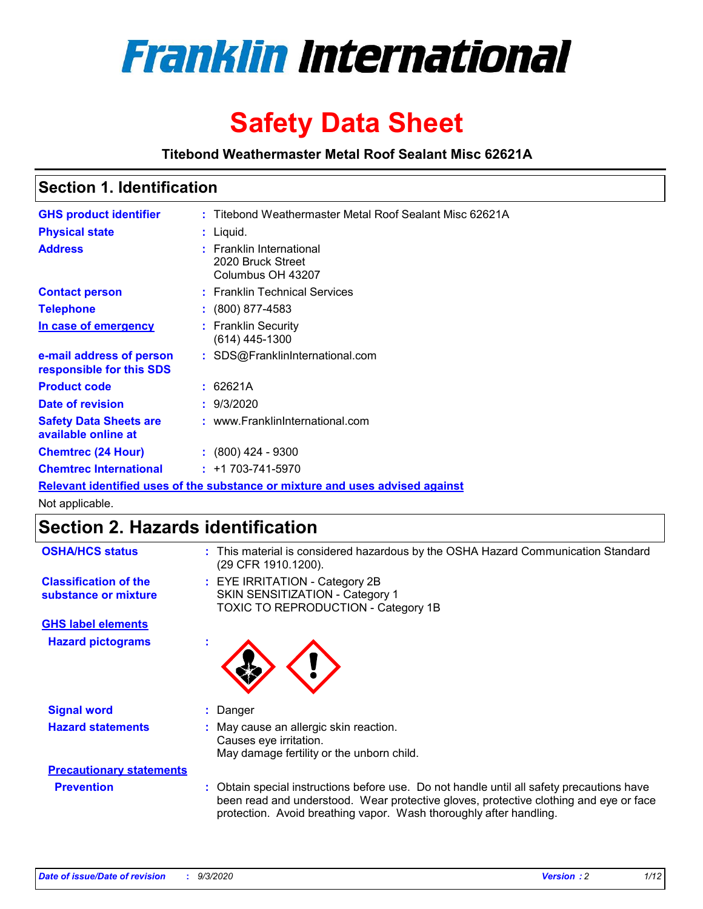# Franklin International

# Safety Data Sheet

**Titebond Weathermaster Metal Roof Sealant Misc 62621A**

## Section 1. Identification

| | | |
|---|---|---|
| **GHS product identifier** | : | Titebond Weathermaster Metal Roof Sealant Misc 62621A |
| **Physical state** | : | Liquid. |
| **Address** | : | Franklin International<br>2020 Bruck Street<br>Columbus OH 43207 |
| **Contact person** | : | Franklin Technical Services |
| **Telephone** | : | (800) 877-4583 |
| **In case of emergency** | : | Franklin Security<br>(614) 445-1300 |
| **e-mail address of person responsible for this SDS** | : | SDS@FranklinInternational.com |
| **Product code** | : | 62621A |
| **Date of revision** | : | 9/3/2020 |
| **Safety Data Sheets are available online at** | : | www.FranklinInternational.com |
| **Chemtrec (24 Hour)** | : | (800) 424 - 9300 |
| **Chemtrec International** | : | +1 703-741-5970 |

**Relevant identified uses of the substance or mixture and uses advised against**

Not applicable.

## Section 2. Hazards identification

| | | |
|---|---|---|
| **OSHA/HCS status** | : | This material is considered hazardous by the OSHA Hazard Communication Standard (29 CFR 1910.1200). |
| **Classification of the substance or mixture** | : | EYE IRRITATION - Category 2B<br>SKIN SENSITIZATION - Category 1<br>TOXIC TO REPRODUCTION - Category 1B |

**GHS label elements**

| | | |
|---|---|---|
| **Hazard pictograms** | : | |
| **Signal word** | : | Danger |
| **Hazard statements** | : | May cause an allergic skin reaction.<br>Causes eye irritation.<br>May damage fertility or the unborn child. |

**Precautionary statements**

| | | |
|---|---|---|
| **Prevention** | : | Obtain special instructions before use. Do not handle until all safety precautions have been read and understood. Wear protective gloves, protective clothing and eye or face protection. Avoid breathing vapor. Wash thoroughly after handling. |

*Date of issue/Date of revision* : *9/3/2020* *Version : 2*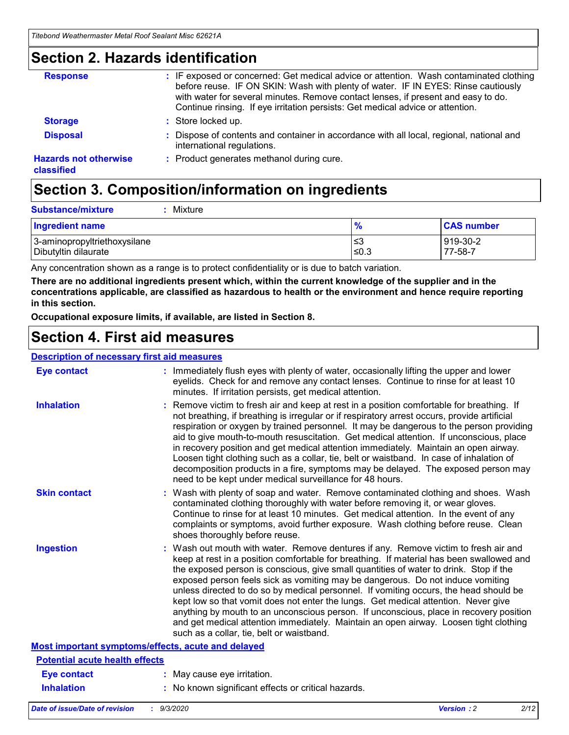## Section 2. Hazards identification

**Response** : IF exposed or concerned: Get medical advice or attention. Wash contaminated clothing before reuse. IF ON SKIN: Wash with plenty of water. IF IN EYES: Rinse cautiously with water for several minutes. Remove contact lenses, if present and easy to do. Continue rinsing. If eye irritation persists: Get medical advice or attention.

**Storage** : Store locked up.

**Disposal** : Dispose of contents and container in accordance with all local, regional, national and international regulations.

**Hazards not otherwise classified** : Product generates methanol during cure.

## Section 3. Composition/information on ingredients

**Substance/mixture** : Mixture

| Ingredient name | % | CAS number |
|---|---|---|
| 3-aminopropyltriethoxysilane | ≤3 | 919-30-2 |
| Dibutyltin dilaurate | ≤0.3 | 77-58-7 |

Any concentration shown as a range is to protect confidentiality or is due to batch variation.

**There are no additional ingredients present which, within the current knowledge of the supplier and in the concentrations applicable, are classified as hazardous to health or the environment and hence require reporting in this section.**

**Occupational exposure limits, if available, are listed in Section 8.**

## Section 4. First aid measures

### Description of necessary first aid measures

**Eye contact** : Immediately flush eyes with plenty of water, occasionally lifting the upper and lower eyelids. Check for and remove any contact lenses. Continue to rinse for at least 10 minutes. If irritation persists, get medical attention.

**Inhalation** : Remove victim to fresh air and keep at rest in a position comfortable for breathing. If not breathing, if breathing is irregular or if respiratory arrest occurs, provide artificial respiration or oxygen by trained personnel. It may be dangerous to the person providing aid to give mouth-to-mouth resuscitation. Get medical attention. If unconscious, place in recovery position and get medical attention immediately. Maintain an open airway. Loosen tight clothing such as a collar, tie, belt or waistband. In case of inhalation of decomposition products in a fire, symptoms may be delayed. The exposed person may need to be kept under medical surveillance for 48 hours.

**Skin contact** : Wash with plenty of soap and water. Remove contaminated clothing and shoes. Wash contaminated clothing thoroughly with water before removing it, or wear gloves. Continue to rinse for at least 10 minutes. Get medical attention. In the event of any complaints or symptoms, avoid further exposure. Wash clothing before reuse. Clean shoes thoroughly before reuse.

**Ingestion** : Wash out mouth with water. Remove dentures if any. Remove victim to fresh air and keep at rest in a position comfortable for breathing. If material has been swallowed and the exposed person is conscious, give small quantities of water to drink. Stop if the exposed person feels sick as vomiting may be dangerous. Do not induce vomiting unless directed to do so by medical personnel. If vomiting occurs, the head should be kept low so that vomit does not enter the lungs. Get medical attention. Never give anything by mouth to an unconscious person. If unconscious, place in recovery position and get medical attention immediately. Maintain an open airway. Loosen tight clothing such as a collar, tie, belt or waistband.

### Most important symptoms/effects, acute and delayed

#### Potential acute health effects

**Eye contact** : May cause eye irritation.

**Inhalation** : No known significant effects or critical hazards.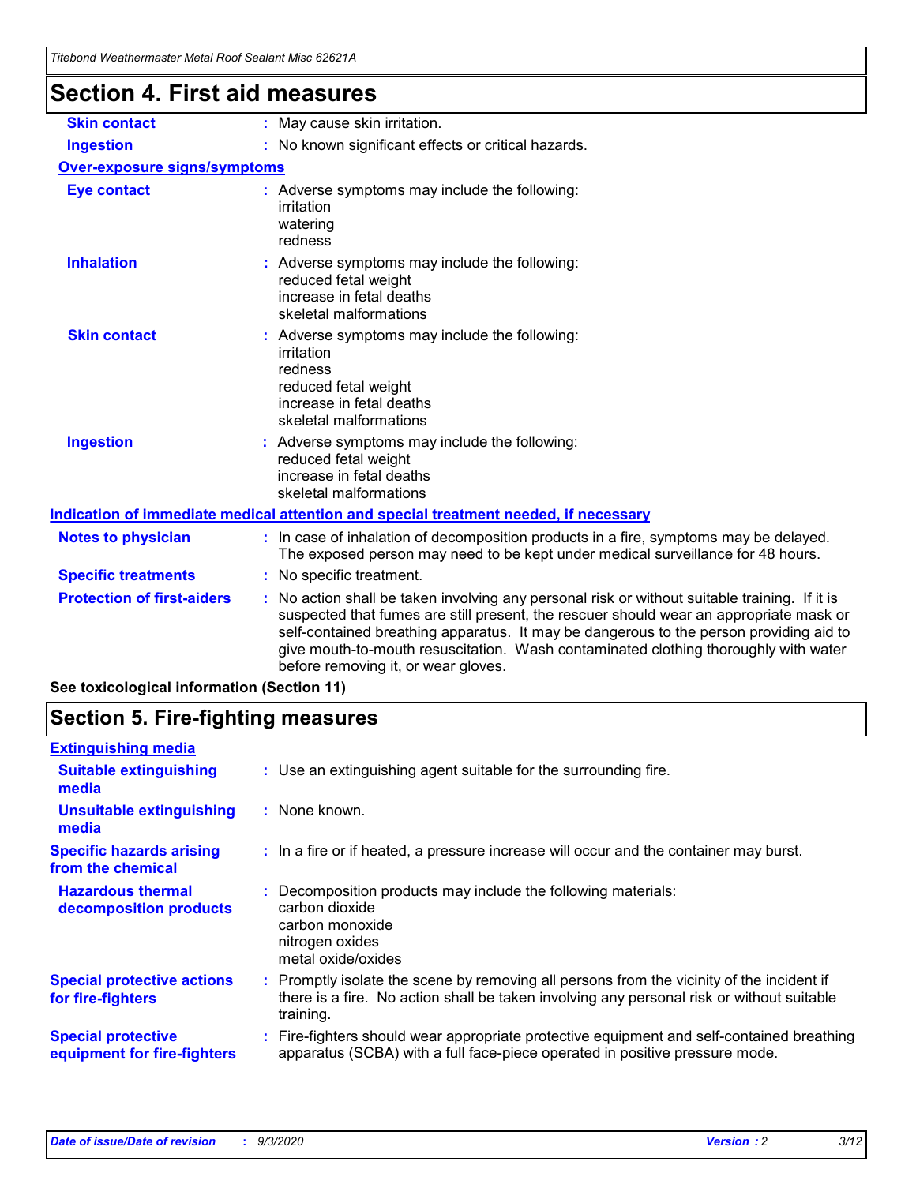# Section 4. First aid measures

| | |
|---|---|
| **Skin contact** | : May cause skin irritation. |
| **Ingestion** | : No known significant effects or critical hazards. |

**Over-exposure signs/symptoms**

| | |
|---|---|
| **Eye contact** | : Adverse symptoms may include the following:<br>irritation<br>watering<br>redness |
| **Inhalation** | : Adverse symptoms may include the following:<br>reduced fetal weight<br>increase in fetal deaths<br>skeletal malformations |
| **Skin contact** | : Adverse symptoms may include the following:<br>irritation<br>redness<br>reduced fetal weight<br>increase in fetal deaths<br>skeletal malformations |
| **Ingestion** | : Adverse symptoms may include the following:<br>reduced fetal weight<br>increase in fetal deaths<br>skeletal malformations |

**Indication of immediate medical attention and special treatment needed, if necessary**

| | |
|---|---|
| **Notes to physician** | : In case of inhalation of decomposition products in a fire, symptoms may be delayed. The exposed person may need to be kept under medical surveillance for 48 hours. |
| **Specific treatments** | : No specific treatment. |
| **Protection of first-aiders** | : No action shall be taken involving any personal risk or without suitable training. If it is suspected that fumes are still present, the rescuer should wear an appropriate mask or self-contained breathing apparatus. It may be dangerous to the person providing aid to give mouth-to-mouth resuscitation. Wash contaminated clothing thoroughly with water before removing it, or wear gloves. |

**See toxicological information (Section 11)**

# Section 5. Fire-fighting measures

**Extinguishing media**

| | |
|---|---|
| **Suitable extinguishing media** | : Use an extinguishing agent suitable for the surrounding fire. |
| **Unsuitable extinguishing media** | : None known. |
| **Specific hazards arising from the chemical** | : In a fire or if heated, a pressure increase will occur and the container may burst. |
| **Hazardous thermal decomposition products** | : Decomposition products may include the following materials:<br>carbon dioxide<br>carbon monoxide<br>nitrogen oxides<br>metal oxide/oxides |
| **Special protective actions for fire-fighters** | : Promptly isolate the scene by removing all persons from the vicinity of the incident if there is a fire. No action shall be taken involving any personal risk or without suitable training. |
| **Special protective equipment for fire-fighters** | : Fire-fighters should wear appropriate protective equipment and self-contained breathing apparatus (SCBA) with a full face-piece operated in positive pressure mode. |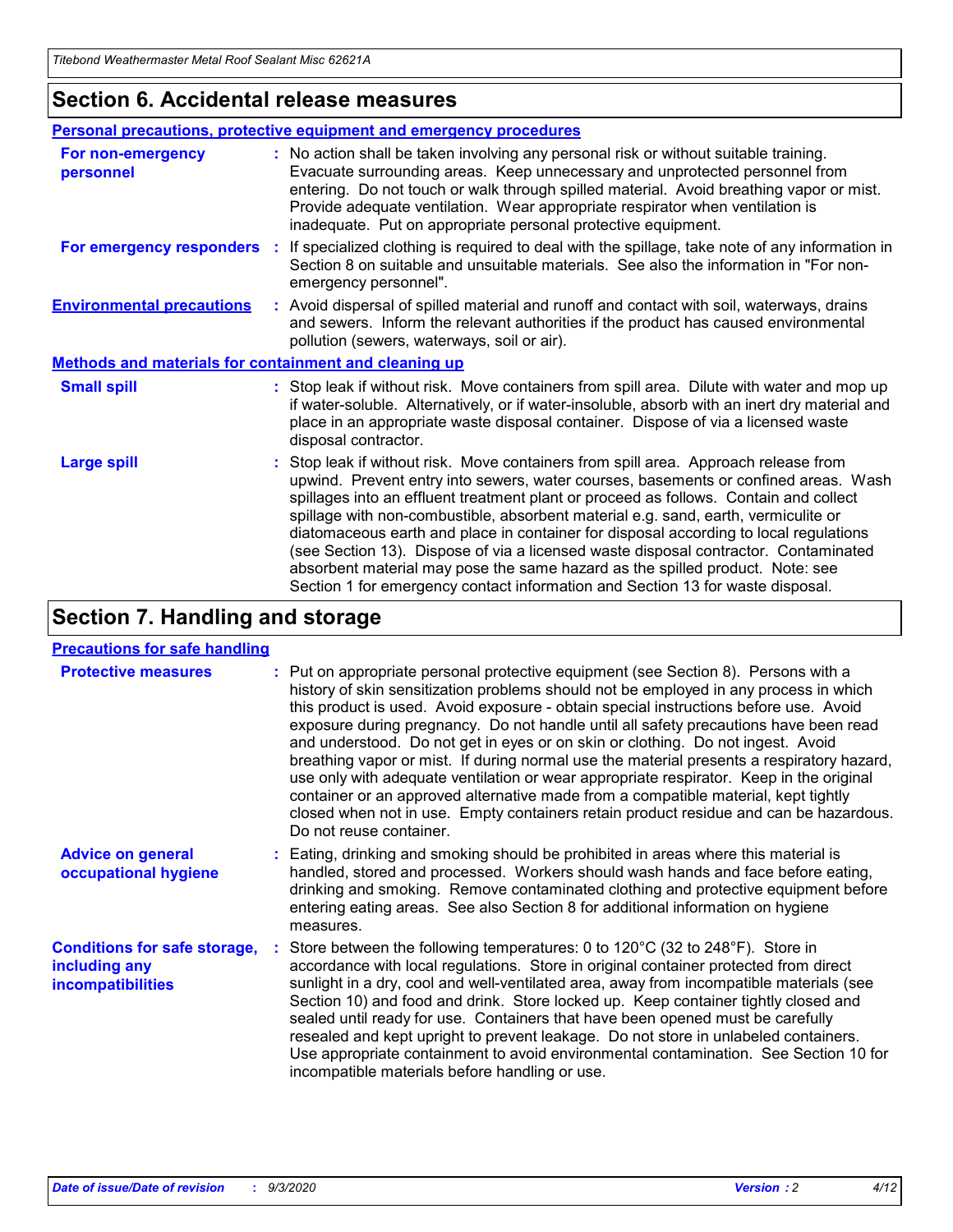## Section 6. Accidental release measures

### Personal precautions, protective equipment and emergency procedures

**For non-emergency personnel** : No action shall be taken involving any personal risk or without suitable training. Evacuate surrounding areas. Keep unnecessary and unprotected personnel from entering. Do not touch or walk through spilled material. Avoid breathing vapor or mist. Provide adequate ventilation. Wear appropriate respirator when ventilation is inadequate. Put on appropriate personal protective equipment.

**For emergency responders** : If specialized clothing is required to deal with the spillage, take note of any information in Section 8 on suitable and unsuitable materials. See also the information in "For non-emergency personnel".

**Environmental precautions** : Avoid dispersal of spilled material and runoff and contact with soil, waterways, drains and sewers. Inform the relevant authorities if the product has caused environmental pollution (sewers, waterways, soil or air).

### Methods and materials for containment and cleaning up

**Small spill** : Stop leak if without risk. Move containers from spill area. Dilute with water and mop up if water-soluble. Alternatively, or if water-insoluble, absorb with an inert dry material and place in an appropriate waste disposal container. Dispose of via a licensed waste disposal contractor.

**Large spill** : Stop leak if without risk. Move containers from spill area. Approach release from upwind. Prevent entry into sewers, water courses, basements or confined areas. Wash spillages into an effluent treatment plant or proceed as follows. Contain and collect spillage with non-combustible, absorbent material e.g. sand, earth, vermiculite or diatomaceous earth and place in container for disposal according to local regulations (see Section 13). Dispose of via a licensed waste disposal contractor. Contaminated absorbent material may pose the same hazard as the spilled product. Note: see Section 1 for emergency contact information and Section 13 for waste disposal.

## Section 7. Handling and storage

### Precautions for safe handling

**Protective measures** : Put on appropriate personal protective equipment (see Section 8). Persons with a history of skin sensitization problems should not be employed in any process in which this product is used. Avoid exposure - obtain special instructions before use. Avoid exposure during pregnancy. Do not handle until all safety precautions have been read and understood. Do not get in eyes or on skin or clothing. Do not ingest. Avoid breathing vapor or mist. If during normal use the material presents a respiratory hazard, use only with adequate ventilation or wear appropriate respirator. Keep in the original container or an approved alternative made from a compatible material, kept tightly closed when not in use. Empty containers retain product residue and can be hazardous. Do not reuse container.

**Advice on general occupational hygiene** : Eating, drinking and smoking should be prohibited in areas where this material is handled, stored and processed. Workers should wash hands and face before eating, drinking and smoking. Remove contaminated clothing and protective equipment before entering eating areas. See also Section 8 for additional information on hygiene measures.

**Conditions for safe storage, including any incompatibilities** : Store between the following temperatures: 0 to 120°C (32 to 248°F). Store in accordance with local regulations. Store in original container protected from direct sunlight in a dry, cool and well-ventilated area, away from incompatible materials (see Section 10) and food and drink. Store locked up. Keep container tightly closed and sealed until ready for use. Containers that have been opened must be carefully resealed and kept upright to prevent leakage. Do not store in unlabeled containers. Use appropriate containment to avoid environmental contamination. See Section 10 for incompatible materials before handling or use.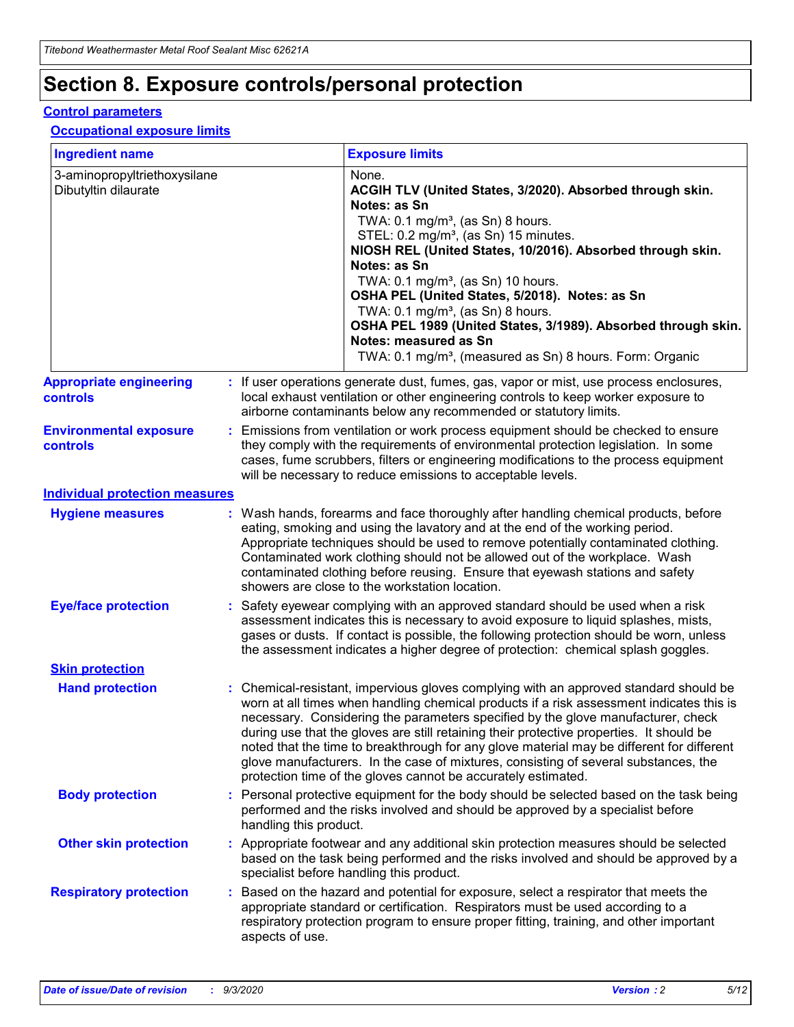# Section 8. Exposure controls/personal protection

## Control parameters

### Occupational exposure limits

| Ingredient name | Exposure limits |
|---|---|
| 3-aminopropyltriethoxysilane | None. |
| Dibutyltin dilaurate | **ACGIH TLV (United States, 3/2020). Absorbed through skin. Notes: as Sn**<br>TWA: 0.1 mg/m³, (as Sn) 8 hours.<br>STEL: 0.2 mg/m³, (as Sn) 15 minutes.<br>**NIOSH REL (United States, 10/2016). Absorbed through skin. Notes: as Sn**<br>TWA: 0.1 mg/m³, (as Sn) 10 hours.<br>**OSHA PEL (United States, 5/2018). Notes: as Sn**<br>TWA: 0.1 mg/m³, (as Sn) 8 hours.<br>**OSHA PEL 1989 (United States, 3/1989). Absorbed through skin. Notes: measured as Sn**<br>TWA: 0.1 mg/m³, (measured as Sn) 8 hours. Form: Organic |

**Appropriate engineering controls** : If user operations generate dust, fumes, gas, vapor or mist, use process enclosures, local exhaust ventilation or other engineering controls to keep worker exposure to airborne contaminants below any recommended or statutory limits.

**Environmental exposure controls** : Emissions from ventilation or work process equipment should be checked to ensure they comply with the requirements of environmental protection legislation. In some cases, fume scrubbers, filters or engineering modifications to the process equipment will be necessary to reduce emissions to acceptable levels.

## Individual protection measures

**Hygiene measures** : Wash hands, forearms and face thoroughly after handling chemical products, before eating, smoking and using the lavatory and at the end of the working period. Appropriate techniques should be used to remove potentially contaminated clothing. Contaminated work clothing should not be allowed out of the workplace. Wash contaminated clothing before reusing. Ensure that eyewash stations and safety showers are close to the workstation location.

**Eye/face protection** : Safety eyewear complying with an approved standard should be used when a risk assessment indicates this is necessary to avoid exposure to liquid splashes, mists, gases or dusts. If contact is possible, the following protection should be worn, unless the assessment indicates a higher degree of protection: chemical splash goggles.

### Skin protection

**Hand protection** : Chemical-resistant, impervious gloves complying with an approved standard should be worn at all times when handling chemical products if a risk assessment indicates this is necessary. Considering the parameters specified by the glove manufacturer, check during use that the gloves are still retaining their protective properties. It should be noted that the time to breakthrough for any glove material may be different for different glove manufacturers. In the case of mixtures, consisting of several substances, the protection time of the gloves cannot be accurately estimated.

**Body protection** : Personal protective equipment for the body should be selected based on the task being performed and the risks involved and should be approved by a specialist before handling this product.

**Other skin protection** : Appropriate footwear and any additional skin protection measures should be selected based on the task being performed and the risks involved and should be approved by a specialist before handling this product.

**Respiratory protection** : Based on the hazard and potential for exposure, select a respirator that meets the appropriate standard or certification. Respirators must be used according to a respiratory protection program to ensure proper fitting, training, and other important aspects of use.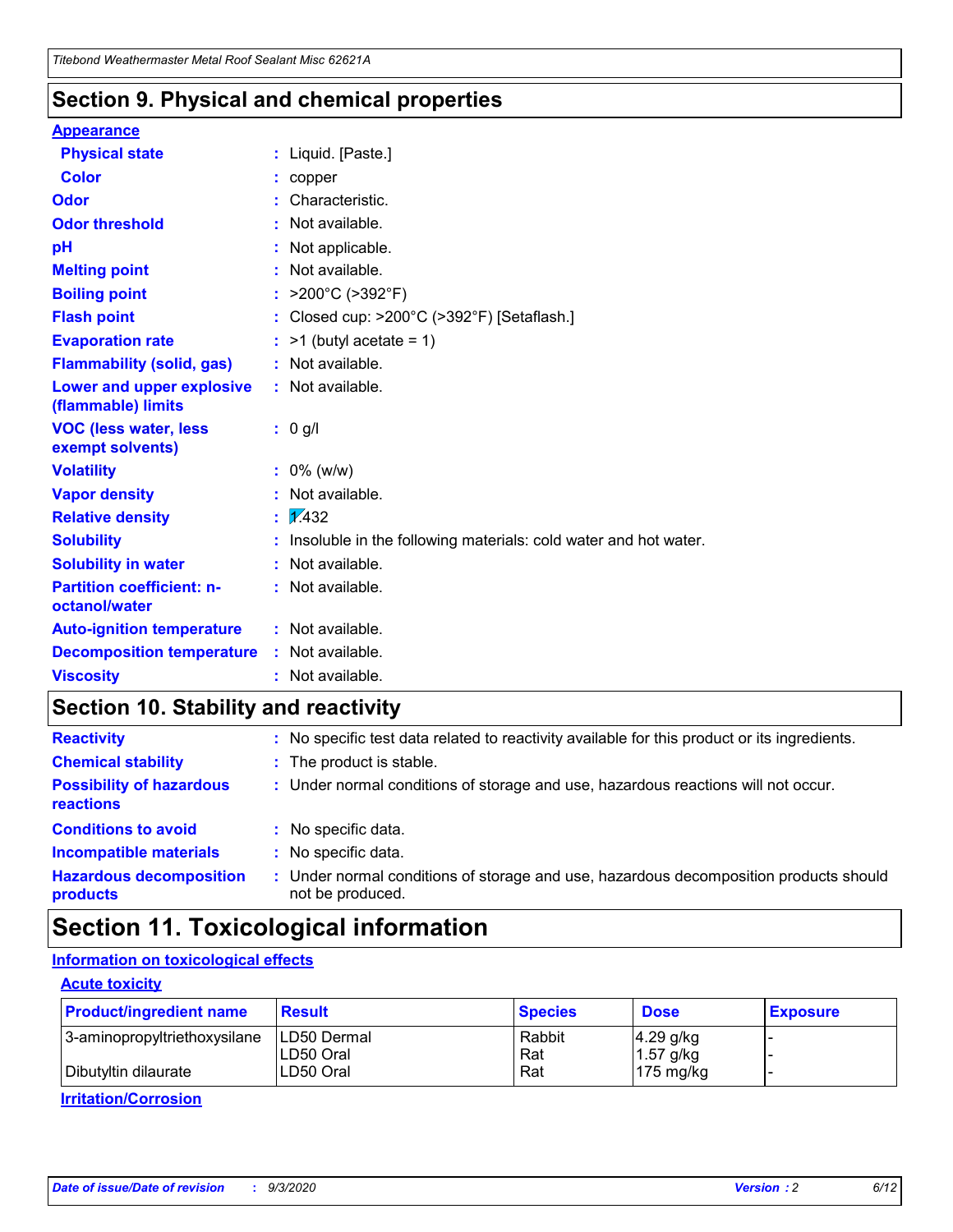## Section 9. Physical and chemical properties

**Appearance**

| | | |
|---|---|---|
| **Physical state** | : | Liquid. [Paste.] |
| **Color** | : | copper |
| **Odor** | : | Characteristic. |
| **Odor threshold** | : | Not available. |
| **pH** | : | Not applicable. |
| **Melting point** | : | Not available. |
| **Boiling point** | : | >200°C (>392°F) |
| **Flash point** | : | Closed cup: >200°C (>392°F) [Setaflash.] |
| **Evaporation rate** | : | >1 (butyl acetate = 1) |
| **Flammability (solid, gas)** | : | Not available. |
| **Lower and upper explosive (flammable) limits** | : | Not available. |
| **VOC (less water, less exempt solvents)** | : | 0 g/l |
| **Volatility** | : | 0% (w/w) |
| **Vapor density** | : | Not available. |
| **Relative density** | : | 1.432 |
| **Solubility** | : | Insoluble in the following materials: cold water and hot water. |
| **Solubility in water** | : | Not available. |
| **Partition coefficient: n-octanol/water** | : | Not available. |
| **Auto-ignition temperature** | : | Not available. |
| **Decomposition temperature** | : | Not available. |
| **Viscosity** | : | Not available. |

## Section 10. Stability and reactivity

| | | |
|---|---|---|
| **Reactivity** | : | No specific test data related to reactivity available for this product or its ingredients. |
| **Chemical stability** | : | The product is stable. |
| **Possibility of hazardous reactions** | : | Under normal conditions of storage and use, hazardous reactions will not occur. |
| **Conditions to avoid** | : | No specific data. |
| **Incompatible materials** | : | No specific data. |
| **Hazardous decomposition products** | : | Under normal conditions of storage and use, hazardous decomposition products should not be produced. |

## Section 11. Toxicological information

**Information on toxicological effects**

**Acute toxicity**

| Product/ingredient name | Result | Species | Dose | Exposure |
|---|---|---|---|---|
| 3-aminopropyltriethoxysilane | LD50 Dermal | Rabbit | 4.29 g/kg | - |
| | LD50 Oral | Rat | 1.57 g/kg | - |
| Dibutyltin dilaurate | LD50 Oral | Rat | 175 mg/kg | - |

**Irritation/Corrosion**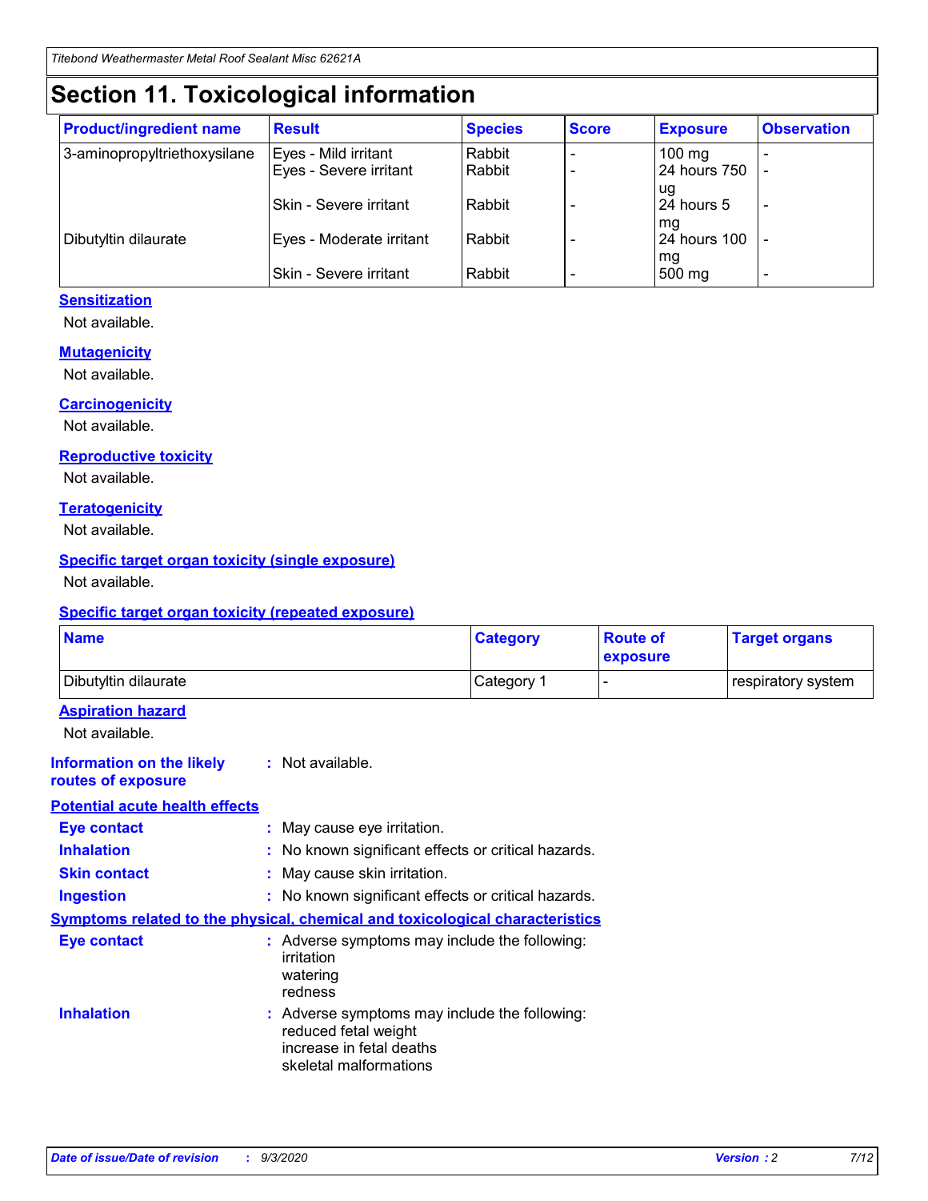# Section 11. Toxicological information

| Product/ingredient name | Result | Species | Score | Exposure | Observation |
|---|---|---|---|---|---|
| 3-aminopropyltriethoxysilane | Eyes - Mild irritant | Rabbit | - | 100 mg | - |
| | Eyes - Severe irritant | Rabbit | - | 24 hours 750 ug | - |
| | Skin - Severe irritant | Rabbit | - | 24 hours 5 mg | - |
| Dibutyltin dilaurate | Eyes - Moderate irritant | Rabbit | - | 24 hours 100 mg | - |
| | Skin - Severe irritant | Rabbit | - | 500 mg | - |

**Sensitization**

Not available.

**Mutagenicity**

Not available.

**Carcinogenicity**

Not available.

**Reproductive toxicity**

Not available.

**Teratogenicity**

Not available.

**Specific target organ toxicity (single exposure)**

Not available.

**Specific target organ toxicity (repeated exposure)**

| Name | Category | Route of exposure | Target organs |
|---|---|---|---|
| Dibutyltin dilaurate | Category 1 | - | respiratory system |

**Aspiration hazard**

Not available.

**Information on the likely routes of exposure** : Not available.

**Potential acute health effects**

**Eye contact** : May cause eye irritation.

**Inhalation** : No known significant effects or critical hazards.

**Skin contact** : May cause skin irritation.

**Ingestion** : No known significant effects or critical hazards.

**Symptoms related to the physical, chemical and toxicological characteristics**

**Eye contact** : Adverse symptoms may include the following:
irritation
watering
redness

**Inhalation** : Adverse symptoms may include the following:
reduced fetal weight
increase in fetal deaths
skeletal malformations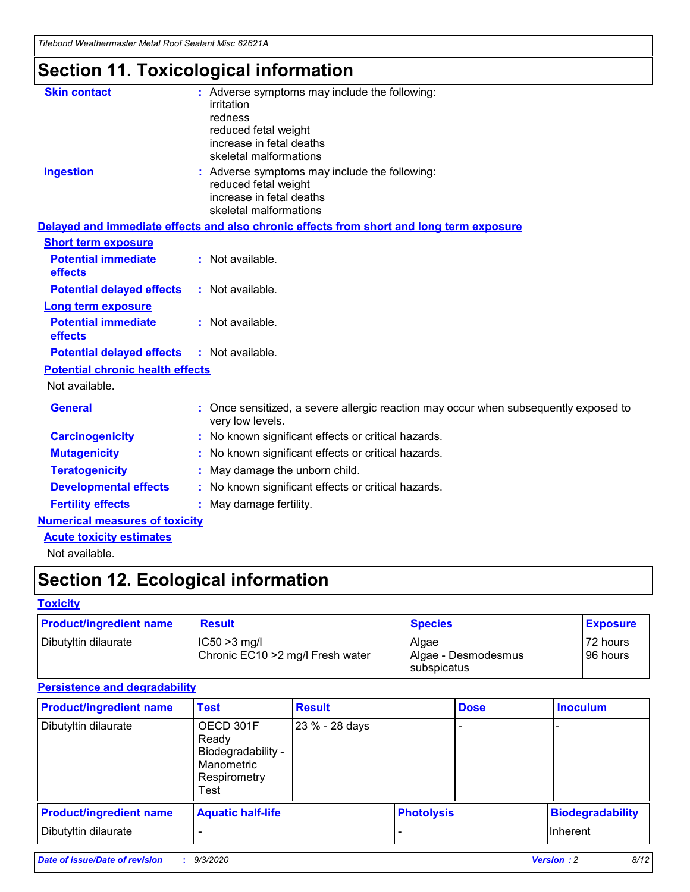# Section 11. Toxicological information

**Skin contact** : Adverse symptoms may include the following:
irritation
redness
reduced fetal weight
increase in fetal deaths
skeletal malformations

**Ingestion** : Adverse symptoms may include the following:
reduced fetal weight
increase in fetal deaths
skeletal malformations

**Delayed and immediate effects and also chronic effects from short and long term exposure**

**Short term exposure**

**Potential immediate effects** : Not available.

**Potential delayed effects** : Not available.

**Long term exposure**

**Potential immediate effects** : Not available.

**Potential delayed effects** : Not available.

**Potential chronic health effects**

Not available.

**General** : Once sensitized, a severe allergic reaction may occur when subsequently exposed to very low levels.

**Carcinogenicity** : No known significant effects or critical hazards.

**Mutagenicity** : No known significant effects or critical hazards.

**Teratogenicity** : May damage the unborn child.

**Developmental effects** : No known significant effects or critical hazards.

**Fertility effects** : May damage fertility.

**Numerical measures of toxicity**

**Acute toxicity estimates**

Not available.

# Section 12. Ecological information

**Toxicity**

| Product/ingredient name | Result | Species | Exposure |
|---|---|---|---|
| Dibutyltin dilaurate | IC50 >3 mg/l<br>Chronic EC10 >2 mg/l Fresh water | Algae<br>Algae - Desmodesmus subspicatus | 72 hours<br>96 hours |

**Persistence and degradability**

| Product/ingredient name | Test | Result | Dose | Inoculum |
|---|---|---|---|---|
| Dibutyltin dilaurate | OECD 301F Ready Biodegradability - Manometric Respirometry Test | 23 % - 28 days | - | - |

| Product/ingredient name | Aquatic half-life | Photolysis | Biodegradability |
|---|---|---|---|
| Dibutyltin dilaurate | - | - | Inherent |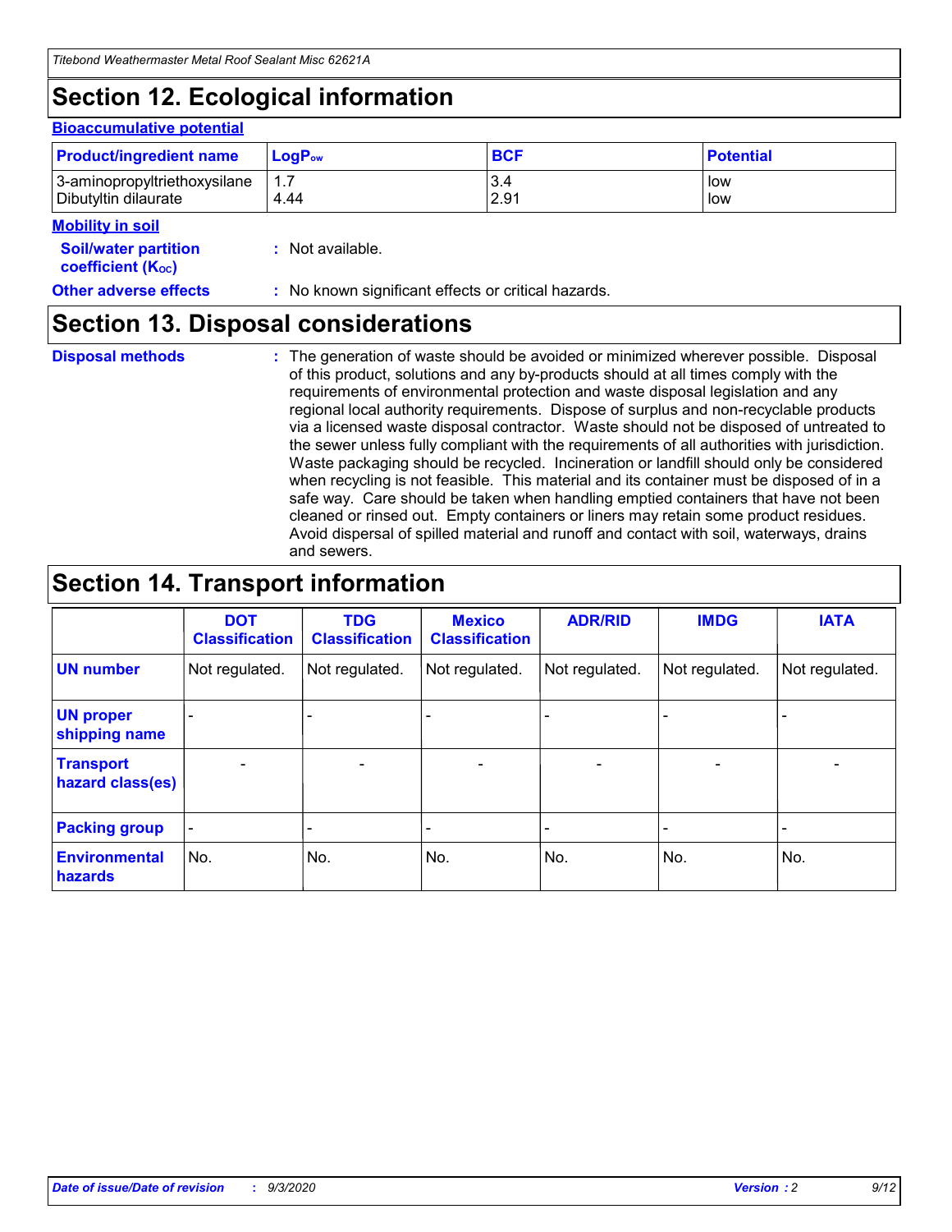# Section 12. Ecological information

### Bioaccumulative potential

| Product/ingredient name | $LogP_{ow}$ | BCF | Potential |
|---|---|---|---|
| 3-aminopropyltriethoxysilane | 1.7 | 3.4 | low |
| Dibutyltin dilaurate | 4.44 | 2.91 | low |

### Mobility in soil

**Soil/water partition coefficient ($K_{OC}$)** : Not available.

**Other adverse effects** : No known significant effects or critical hazards.

# Section 13. Disposal considerations

**Disposal methods** : The generation of waste should be avoided or minimized wherever possible. Disposal of this product, solutions and any by-products should at all times comply with the requirements of environmental protection and waste disposal legislation and any regional local authority requirements. Dispose of surplus and non-recyclable products via a licensed waste disposal contractor. Waste should not be disposed of untreated to the sewer unless fully compliant with the requirements of all authorities with jurisdiction. Waste packaging should be recycled. Incineration or landfill should only be considered when recycling is not feasible. This material and its container must be disposed of in a safe way. Care should be taken when handling emptied containers that have not been cleaned or rinsed out. Empty containers or liners may retain some product residues. Avoid dispersal of spilled material and runoff and contact with soil, waterways, drains and sewers.

# Section 14. Transport information

| | DOT Classification | TDG Classification | Mexico Classification | ADR/RID | IMDG | IATA |
|---|---|---|---|---|---|---|
| UN number | Not regulated. | Not regulated. | Not regulated. | Not regulated. | Not regulated. | Not regulated. |
| UN proper shipping name | - | - | - | - | - | - |
| Transport hazard class(es) | - | - | - | - | - | - |
| Packing group | - | - | - | - | - | - |
| Environmental hazards | No. | No. | No. | No. | No. | No. |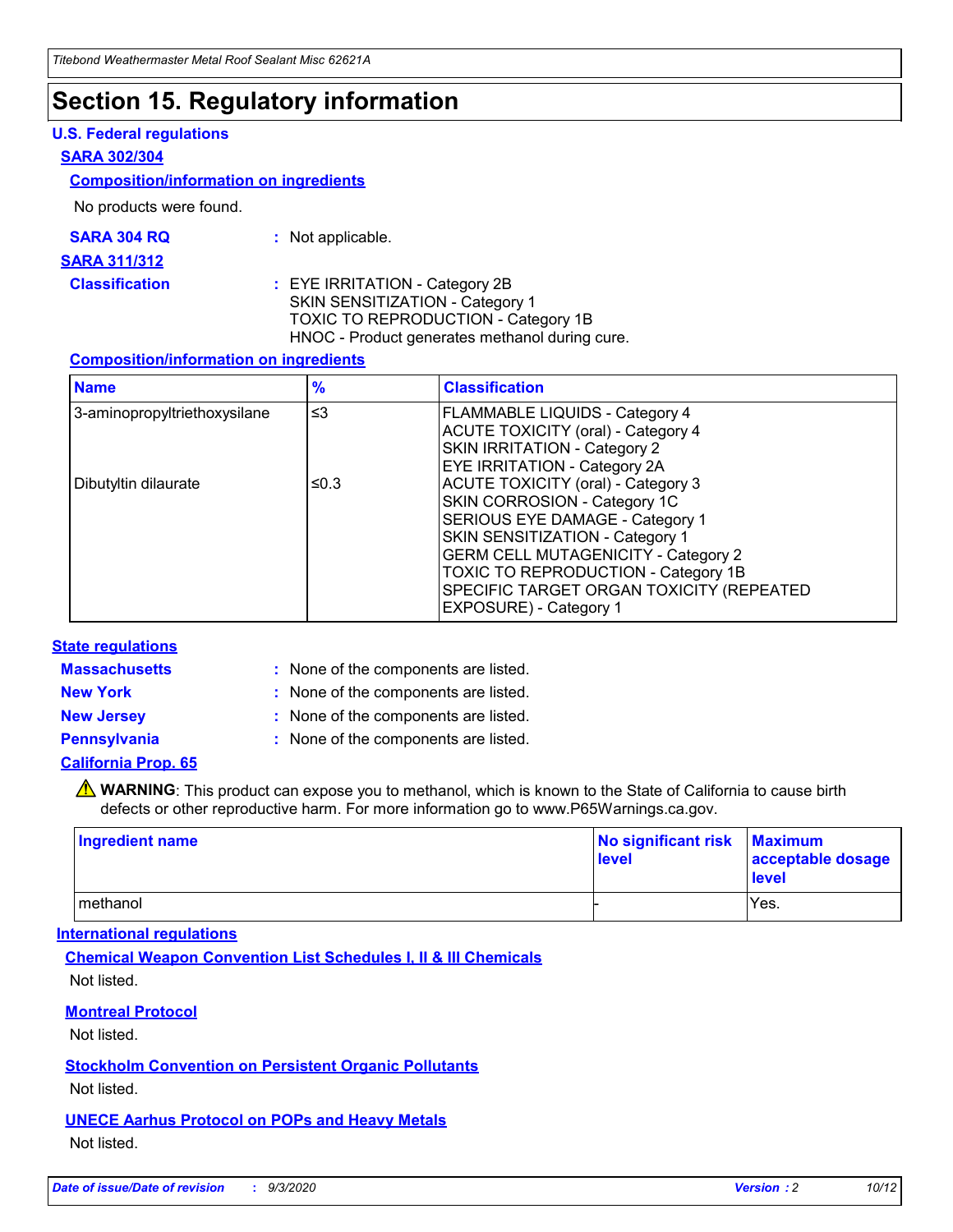# Section 15. Regulatory information

## U.S. Federal regulations

### SARA 302/304

**Composition/information on ingredients**

No products were found.

**SARA 304 RQ** : Not applicable.

### SARA 311/312

**Classification** : EYE IRRITATION - Category 2B
SKIN SENSITIZATION - Category 1
TOXIC TO REPRODUCTION - Category 1B
HNOC - Product generates methanol during cure.

**Composition/information on ingredients**

| Name | % | Classification |
|---|---|---|
| 3-aminopropyltriethoxysilane | ≤3 | FLAMMABLE LIQUIDS - Category 4<br>ACUTE TOXICITY (oral) - Category 4<br>SKIN IRRITATION - Category 2<br>EYE IRRITATION - Category 2A |
| Dibutyltin dilaurate | ≤0.3 | ACUTE TOXICITY (oral) - Category 3<br>SKIN CORROSION - Category 1C<br>SERIOUS EYE DAMAGE - Category 1<br>SKIN SENSITIZATION - Category 1<br>GERM CELL MUTAGENICITY - Category 2<br>TOXIC TO REPRODUCTION - Category 1B<br>SPECIFIC TARGET ORGAN TOXICITY (REPEATED EXPOSURE) - Category 1 |

## State regulations

**Massachusetts** : None of the components are listed.

**New York** : None of the components are listed.

**New Jersey** : None of the components are listed.

**Pennsylvania** : None of the components are listed.

### California Prop. 65

⚠ **WARNING**: This product can expose you to methanol, which is known to the State of California to cause birth defects or other reproductive harm. For more information go to www.P65Warnings.ca.gov.

| Ingredient name | No significant risk level | Maximum acceptable dosage level |
|---|---|---|
| methanol | - | Yes. |

## International regulations

**Chemical Weapon Convention List Schedules I, II & III Chemicals**

Not listed.

**Montreal Protocol**

Not listed.

**Stockholm Convention on Persistent Organic Pollutants**

Not listed.

**UNECE Aarhus Protocol on POPs and Heavy Metals**

Not listed.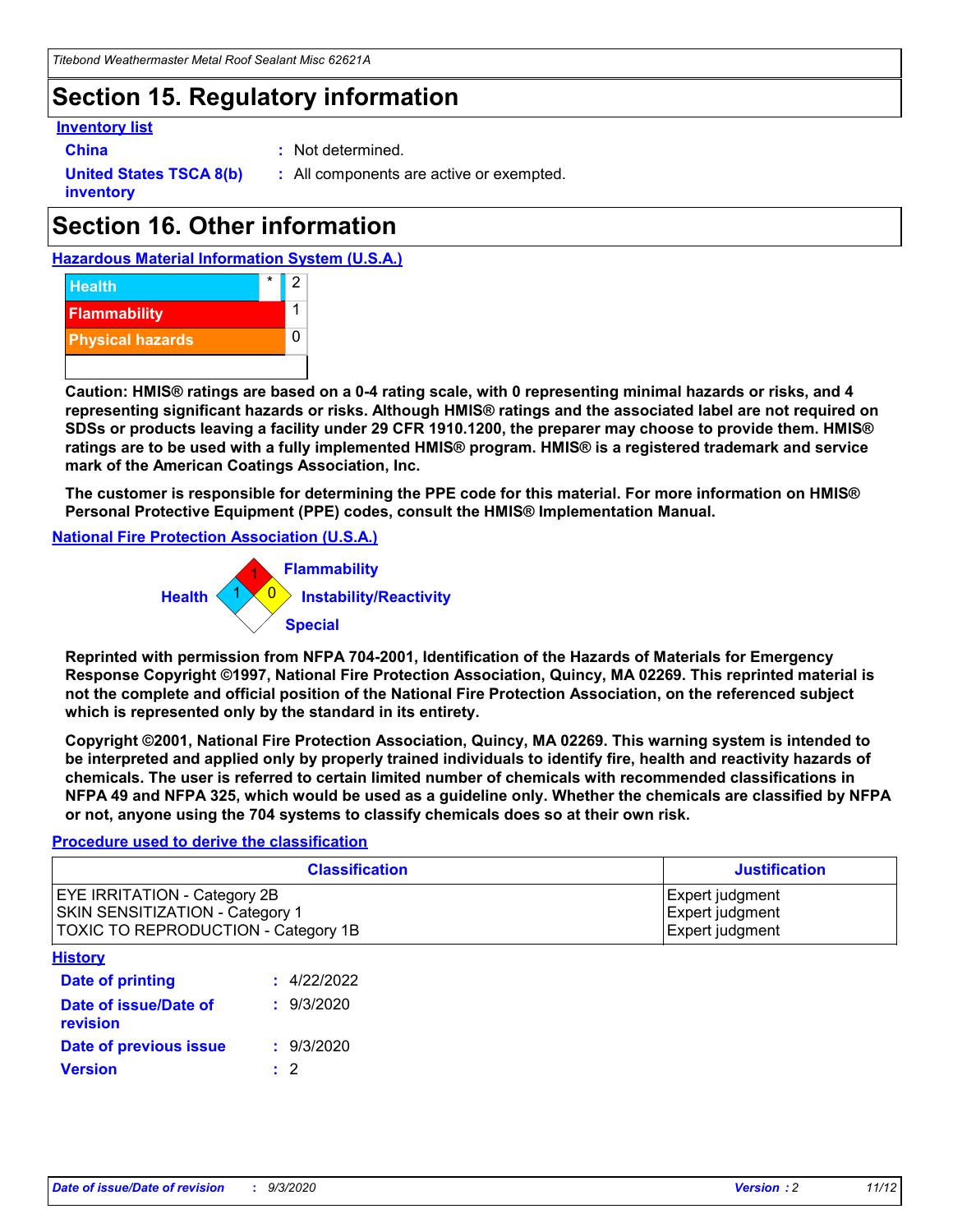# Section 15. Regulatory information

**Inventory list**

**China** : Not determined.

**United States TSCA 8(b) inventory** : All components are active or exempted.

# Section 16. Other information

**Hazardous Material Information System (U.S.A.)**

| | | |
|---|---|---|
| Health | * | 2 |
| Flammability | | 1 |
| Physical hazards | | 0 |

**Caution: HMIS® ratings are based on a 0-4 rating scale, with 0 representing minimal hazards or risks, and 4 representing significant hazards or risks. Although HMIS® ratings and the associated label are not required on SDSs or products leaving a facility under 29 CFR 1910.1200, the preparer may choose to provide them. HMIS® ratings are to be used with a fully implemented HMIS® program. HMIS® is a registered trademark and service mark of the American Coatings Association, Inc.**

**The customer is responsible for determining the PPE code for this material. For more information on HMIS® Personal Protective Equipment (PPE) codes, consult the HMIS® Implementation Manual.**

**National Fire Protection Association (U.S.A.)**

Flammability: 1
Health: 1
Instability/Reactivity: 0
Special:

**Reprinted with permission from NFPA 704-2001, Identification of the Hazards of Materials for Emergency Response Copyright ©1997, National Fire Protection Association, Quincy, MA 02269. This reprinted material is not the complete and official position of the National Fire Protection Association, on the referenced subject which is represented only by the standard in its entirety.**

**Copyright ©2001, National Fire Protection Association, Quincy, MA 02269. This warning system is intended to be interpreted and applied only by properly trained individuals to identify fire, health and reactivity hazards of chemicals. The user is referred to certain limited number of chemicals with recommended classifications in NFPA 49 and NFPA 325, which would be used as a guideline only. Whether the chemicals are classified by NFPA or not, anyone using the 704 systems to classify chemicals does so at their own risk.**

**Procedure used to derive the classification**

| Classification | Justification |
|---|---|
| EYE IRRITATION - Category 2B | Expert judgment |
| SKIN SENSITIZATION - Category 1 | Expert judgment |
| TOXIC TO REPRODUCTION - Category 1B | Expert judgment |

**History**

**Date of printing** : 4/22/2022

**Date of issue/Date of revision** : 9/3/2020

**Date of previous issue** : 9/3/2020

**Version** : 2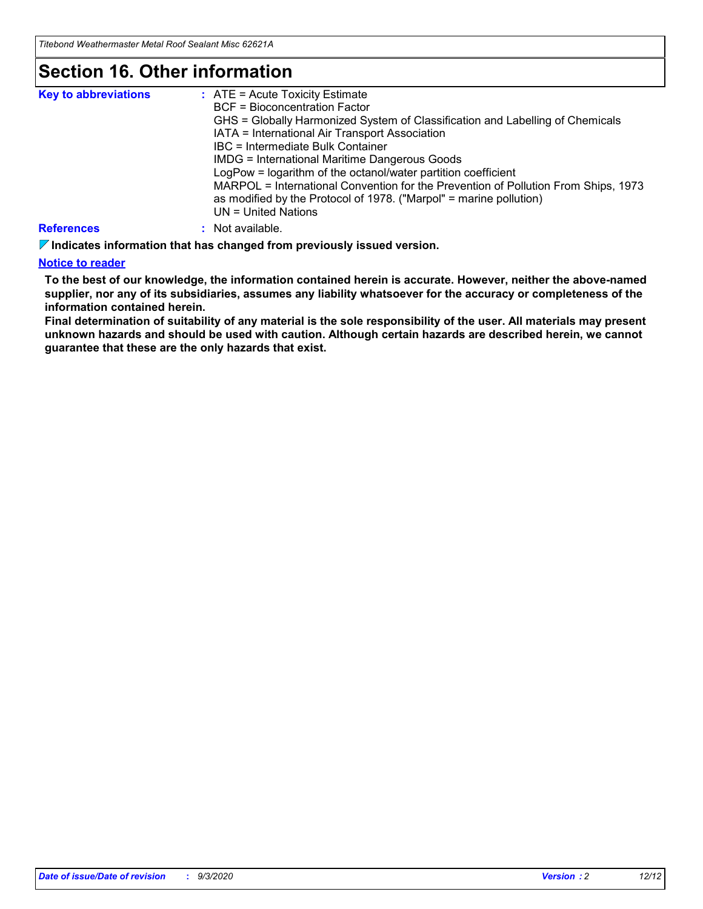# Section 16. Other information

**Key to abbreviations** : ATE = Acute Toxicity Estimate
BCF = Bioconcentration Factor
GHS = Globally Harmonized System of Classification and Labelling of Chemicals
IATA = International Air Transport Association
IBC = Intermediate Bulk Container
IMDG = International Maritime Dangerous Goods
LogPow = logarithm of the octanol/water partition coefficient
MARPOL = International Convention for the Prevention of Pollution From Ships, 1973 as modified by the Protocol of 1978. ("Marpol" = marine pollution)
UN = United Nations

**References** : Not available.

**Indicates information that has changed from previously issued version.**

**Notice to reader**

**To the best of our knowledge, the information contained herein is accurate. However, neither the above-named supplier, nor any of its subsidiaries, assumes any liability whatsoever for the accuracy or completeness of the information contained herein.**

**Final determination of suitability of any material is the sole responsibility of the user. All materials may present unknown hazards and should be used with caution. Although certain hazards are described herein, we cannot guarantee that these are the only hazards that exist.**